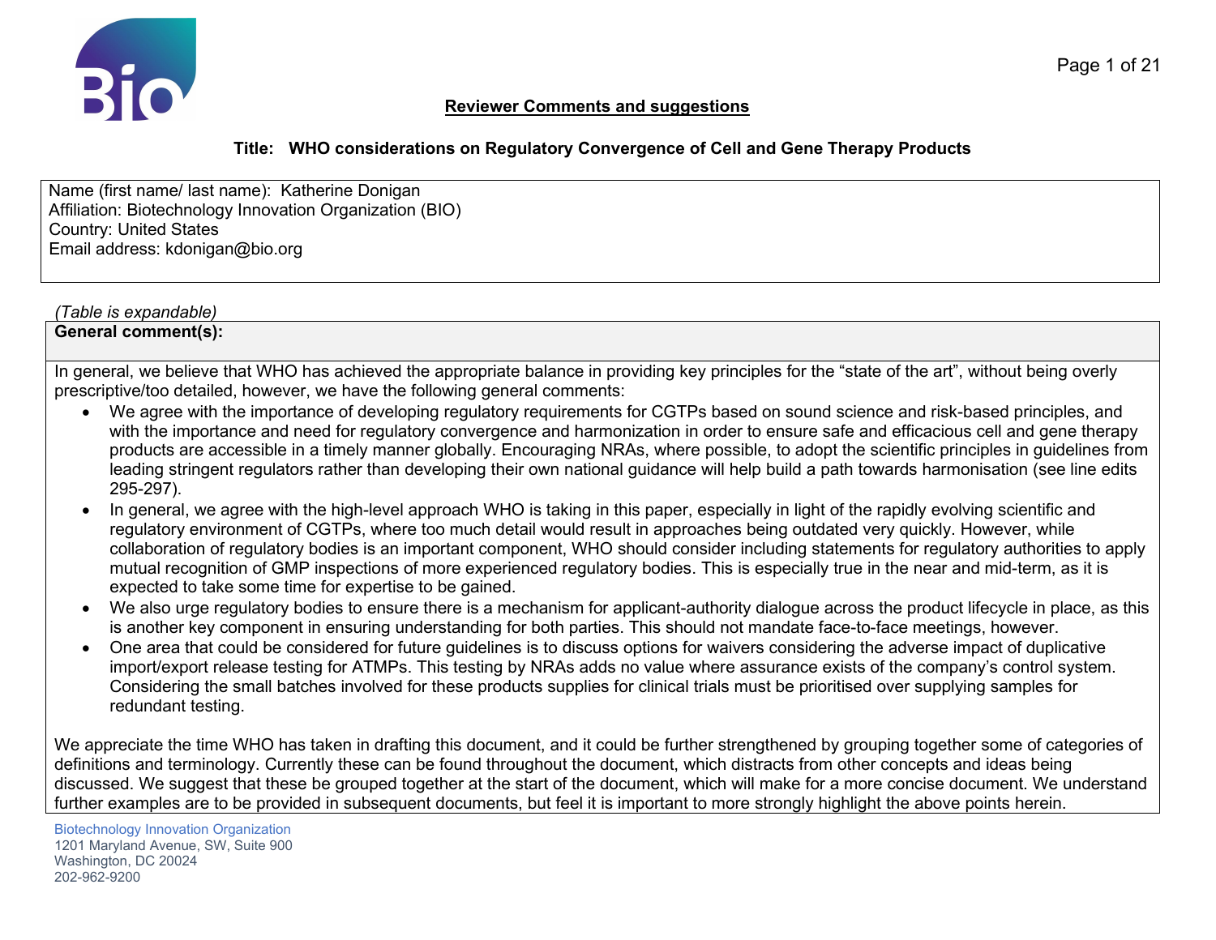**Reviewer Comments and suggestions**

**Title: WHO considerations on Regulatory Convergence of Cell and Gene Therapy Products**

| |
|---|
| Name (first name/ last name): Katherine Donigan<br>Affiliation: Biotechnology Innovation Organization (BIO)<br>Country: United States<br>Email address: kdonigan@bio.org |

*(Table is expandable)*

| **General comment(s):** |
|---|
| In general, we believe that WHO has achieved the appropriate balance in providing key principles for the "state of the art", without being overly prescriptive/too detailed, however, we have the following general comments:<br>• We agree with the importance of developing regulatory requirements for CGTPs based on sound science and risk-based principles, and with the importance and need for regulatory convergence and harmonization in order to ensure safe and efficacious cell and gene therapy products are accessible in a timely manner globally. Encouraging NRAs, where possible, to adopt the scientific principles in guidelines from leading stringent regulators rather than developing their own national guidance will help build a path towards harmonisation (see line edits 295-297).<br>• In general, we agree with the high-level approach WHO is taking in this paper, especially in light of the rapidly evolving scientific and regulatory environment of CGTPs, where too much detail would result in approaches being outdated very quickly. However, while collaboration of regulatory bodies is an important component, WHO should consider including statements for regulatory authorities to apply mutual recognition of GMP inspections of more experienced regulatory bodies. This is especially true in the near and mid-term, as it is expected to take some time for expertise to be gained.<br>• We also urge regulatory bodies to ensure there is a mechanism for applicant-authority dialogue across the product lifecycle in place, as this is another key component in ensuring understanding for both parties. This should not mandate face-to-face meetings, however.<br>• One area that could be considered for future guidelines is to discuss options for waivers considering the adverse impact of duplicative import/export release testing for ATMPs. This testing by NRAs adds no value where assurance exists of the company's control system. Considering the small batches involved for these products supplies for clinical trials must be prioritised over supplying samples for redundant testing.<br><br>We appreciate the time WHO has taken in drafting this document, and it could be further strengthened by grouping together some of categories of definitions and terminology. Currently these can be found throughout the document, which distracts from other concepts and ideas being discussed. We suggest that these be grouped together at the start of the document, which will make for a more concise document. We understand further examples are to be provided in subsequent documents, but feel it is important to more strongly highlight the above points herein. |

Biotechnology Innovation Organization
1201 Maryland Avenue, SW, Suite 900
Washington, DC 20024
202-962-9200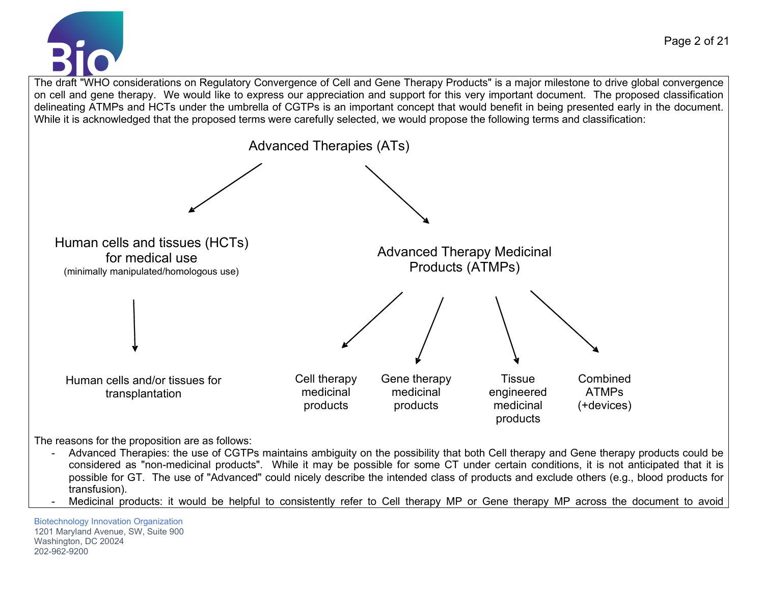The draft "WHO considerations on Regulatory Convergence of Cell and Gene Therapy Products" is a major milestone to drive global convergence on cell and gene therapy. We would like to express our appreciation and support for this very important document. The proposed classification delineating ATMPs and HCTs under the umbrella of CGTPs is an important concept that would benefit in being presented early in the document. While it is acknowledged that the proposed terms were carefully selected, we would propose the following terms and classification:

- **Advanced Therapies (ATs)**
  - **Human cells and tissues (HCTs) for medical use** (minimally manipulated/homologous use)
    - Human cells and/or tissues for transplantation
  - **Advanced Therapy Medicinal Products (ATMPs)**
    - Cell therapy medicinal products
    - Gene therapy medicinal products
    - Tissue engineered medicinal products
    - Combined ATMPs (+devices)

The reasons for the proposition are as follows:

- Advanced Therapies: the use of CGTPs maintains ambiguity on the possibility that both Cell therapy and Gene therapy products could be considered as "non-medicinal products". While it may be possible for some CT under certain conditions, it is not anticipated that it is possible for GT. The use of "Advanced" could nicely describe the intended class of products and exclude others (e.g., blood products for transfusion).
- Medicinal products: it would be helpful to consistently refer to Cell therapy MP or Gene therapy MP across the document to avoid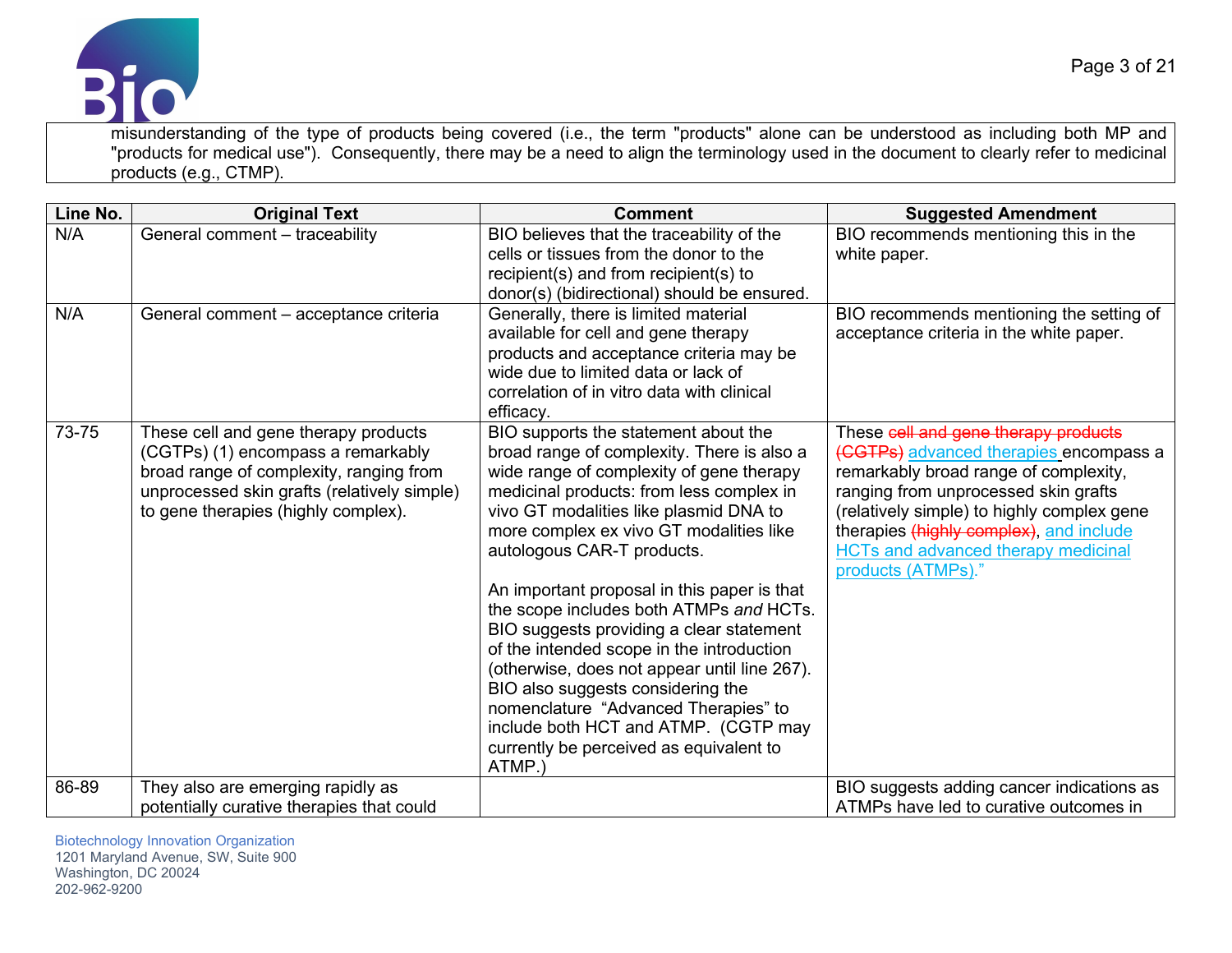misunderstanding of the type of products being covered (i.e., the term "products" alone can be understood as including both MP and "products for medical use"). Consequently, there may be a need to align the terminology used in the document to clearly refer to medicinal products (e.g., CTMP).

| Line No. | Original Text | Comment | Suggested Amendment |
|---|---|---|---|
| N/A | General comment – traceability | BIO believes that the traceability of the cells or tissues from the donor to the recipient(s) and from recipient(s) to donor(s) (bidirectional) should be ensured. | BIO recommends mentioning this in the white paper. |
| N/A | General comment – acceptance criteria | Generally, there is limited material available for cell and gene therapy products and acceptance criteria may be wide due to limited data or lack of correlation of in vitro data with clinical efficacy. | BIO recommends mentioning the setting of acceptance criteria in the white paper. |
| 73-75 | These cell and gene therapy products (CGTPs) (1) encompass a remarkably broad range of complexity, ranging from unprocessed skin grafts (relatively simple) to gene therapies (highly complex). | BIO supports the statement about the broad range of complexity. There is also a wide range of complexity of gene therapy medicinal products: from less complex in vivo GT modalities like plasmid DNA to more complex ex vivo GT modalities like autologous CAR-T products.<br><br>An important proposal in this paper is that the scope includes both ATMPs *and* HCTs. BIO suggests providing a clear statement of the intended scope in the introduction (otherwise, does not appear until line 267). BIO also suggests considering the nomenclature "Advanced Therapies" to include both HCT and ATMP. (CGTP may currently be perceived as equivalent to ATMP.) | These ~~cell and gene therapy products (CGTPs)~~ advanced therapies encompass a remarkably broad range of complexity, ranging from unprocessed skin grafts (relatively simple) to highly complex gene therapies ~~(highly complex)~~, and include HCTs and advanced therapy medicinal products (ATMPs)." |
| 86-89 | They also are emerging rapidly as potentially curative therapies that could | | BIO suggests adding cancer indications as ATMPs have led to curative outcomes in |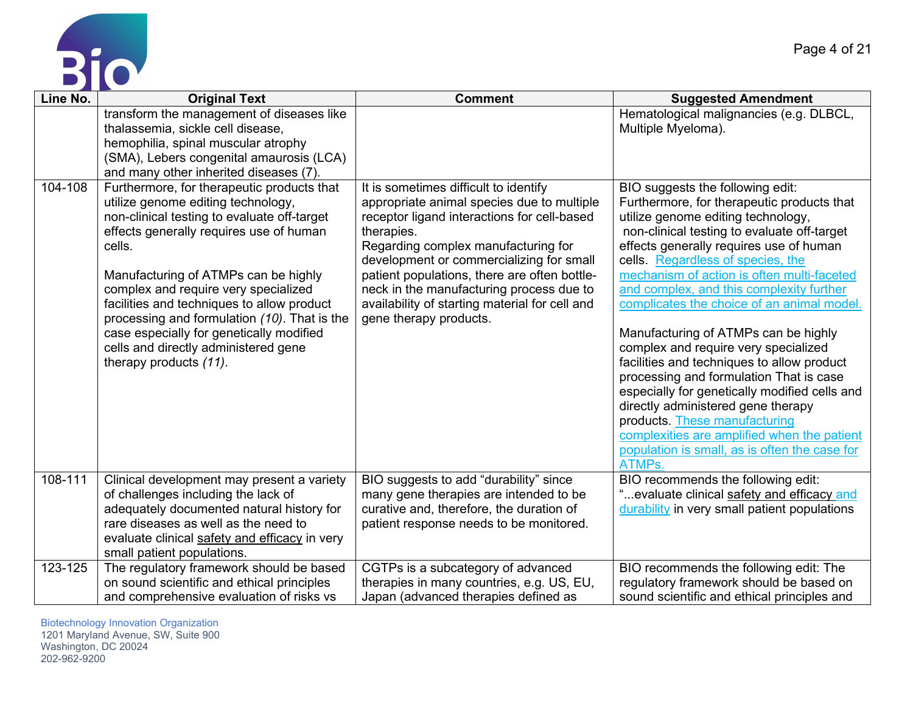| Line No. | Original Text | Comment | Suggested Amendment |
|---|---|---|---|
| | transform the management of diseases like thalassemia, sickle cell disease, hemophilia, spinal muscular atrophy (SMA), Lebers congenital amaurosis (LCA) and many other inherited diseases (7). | | Hematological malignancies (e.g. DLBCL, Multiple Myeloma). |
| 104-108 | Furthermore, for therapeutic products that utilize genome editing technology, non-clinical testing to evaluate off-target effects generally requires use of human cells.<br><br>Manufacturing of ATMPs can be highly complex and require very specialized facilities and techniques to allow product processing and formulation *(10)*. That is the case especially for genetically modified cells and directly administered gene therapy products *(11)*. | It is sometimes difficult to identify appropriate animal species due to multiple receptor ligand interactions for cell-based therapies.<br>Regarding complex manufacturing for development or commercializing for small patient populations, there are often bottle-neck in the manufacturing process due to availability of starting material for cell and gene therapy products. | BIO suggests the following edit:<br>Furthermore, for therapeutic products that utilize genome editing technology, non-clinical testing to evaluate off-target effects generally requires use of human cells. Regardless of species, the mechanism of action is often multi-faceted and complex, and this complexity further complicates the choice of an animal model.<br><br>Manufacturing of ATMPs can be highly complex and require very specialized facilities and techniques to allow product processing and formulation That is case especially for genetically modified cells and directly administered gene therapy products. These manufacturing complexities are amplified when the patient population is small, as is often the case for ATMPs. |
| 108-111 | Clinical development may present a variety of challenges including the lack of adequately documented natural history for rare diseases as well as the need to evaluate clinical safety and efficacy in very small patient populations. | BIO suggests to add "durability" since many gene therapies are intended to be curative and, therefore, the duration of patient response needs to be monitored. | BIO recommends the following edit:<br>"...evaluate clinical safety and efficacy and durability in very small patient populations |
| 123-125 | The regulatory framework should be based on sound scientific and ethical principles and comprehensive evaluation of risks vs | CGTPs is a subcategory of advanced therapies in many countries, e.g. US, EU, Japan (advanced therapies defined as | BIO recommends the following edit: The regulatory framework should be based on sound scientific and ethical principles and |

Biotechnology Innovation Organization
1201 Maryland Avenue, SW, Suite 900
Washington, DC 20024
202-962-9200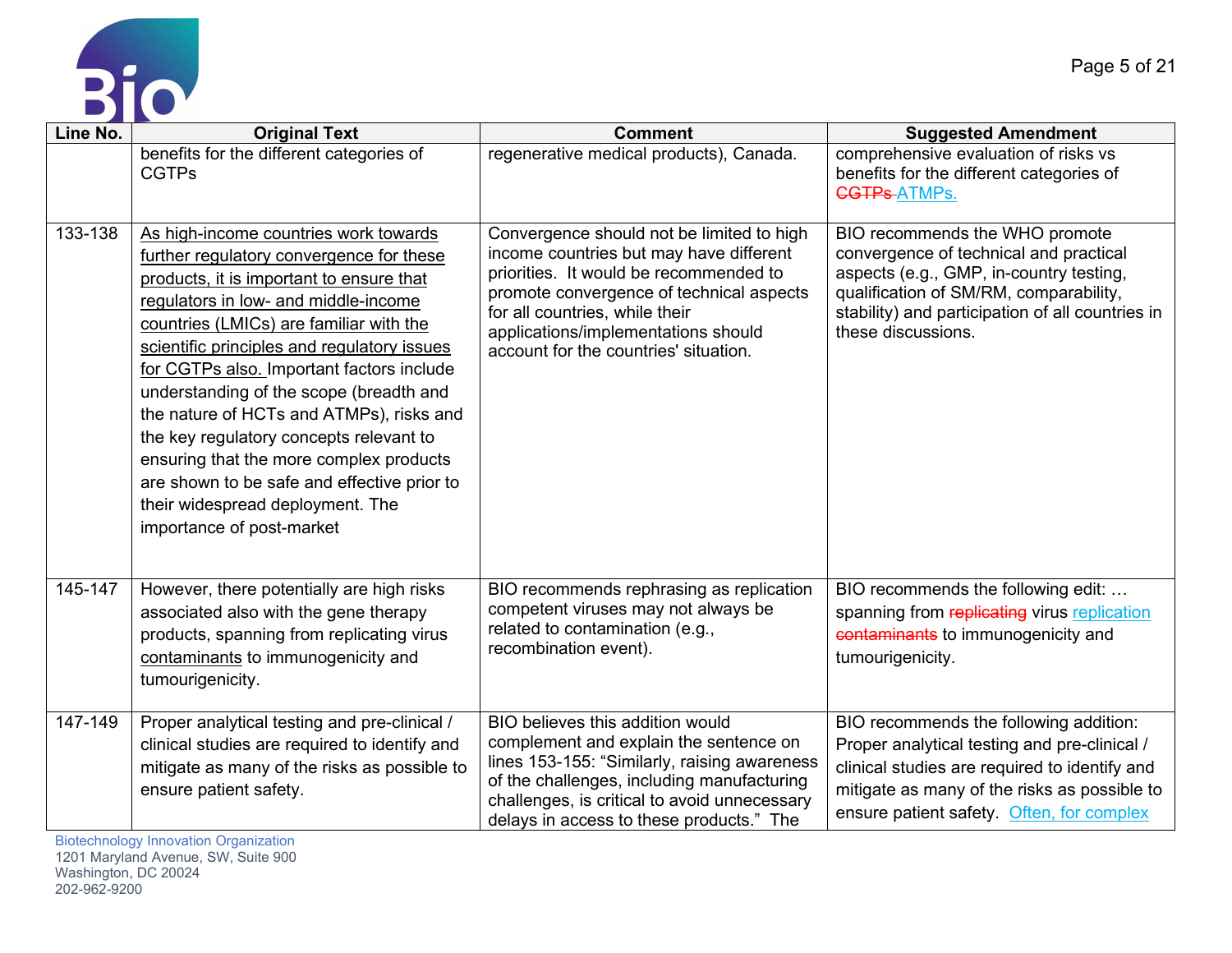| Line No. | Original Text | Comment | Suggested Amendment |
| --- | --- | --- | --- |
| | benefits for the different categories of CGTPs | regenerative medical products), Canada. | comprehensive evaluation of risks vs benefits for the different categories of ~~CGTPs~~ ATMPs. |
| 133-138 | As high-income countries work towards further regulatory convergence for these products, it is important to ensure that regulators in low- and middle-income countries (LMICs) are familiar with the scientific principles and regulatory issues for CGTPs also. Important factors include understanding of the scope (breadth and the nature of HCTs and ATMPs), risks and the key regulatory concepts relevant to ensuring that the more complex products are shown to be safe and effective prior to their widespread deployment. The importance of post-market | Convergence should not be limited to high income countries but may have different priorities. It would be recommended to promote convergence of technical aspects for all countries, while their applications/implementations should account for the countries' situation. | BIO recommends the WHO promote convergence of technical and practical aspects (e.g., GMP, in-country testing, qualification of SM/RM, comparability, stability) and participation of all countries in these discussions. |
| 145-147 | However, there potentially are high risks associated also with the gene therapy products, spanning from replicating virus contaminants to immunogenicity and tumourigenicity. | BIO recommends rephrasing as replication competent viruses may not always be related to contamination (e.g., recombination event). | BIO recommends the following edit: … spanning from ~~replicating~~ virus replication ~~contaminants~~ to immunogenicity and tumourigenicity. |
| 147-149 | Proper analytical testing and pre-clinical / clinical studies are required to identify and mitigate as many of the risks as possible to ensure patient safety. | BIO believes this addition would complement and explain the sentence on lines 153-155: "Similarly, raising awareness of the challenges, including manufacturing challenges, is critical to avoid unnecessary delays in access to these products." The | BIO recommends the following addition: Proper analytical testing and pre-clinical / clinical studies are required to identify and mitigate as many of the risks as possible to ensure patient safety. Often, for complex |

Biotechnology Innovation Organization
1201 Maryland Avenue, SW, Suite 900
Washington, DC 20024
202-962-9200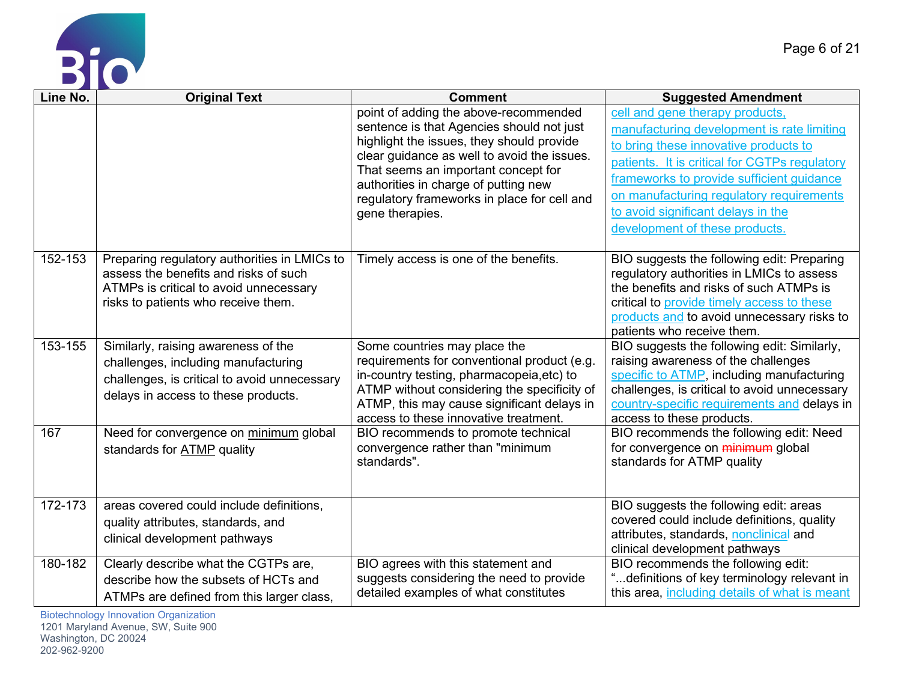| Line No. | Original Text | Comment | Suggested Amendment |
|---|---|---|---|
| | | point of adding the above-recommended sentence is that Agencies should not just highlight the issues, they should provide clear guidance as well to avoid the issues. That seems an important concept for authorities in charge of putting new regulatory frameworks in place for cell and gene therapies. | cell and gene therapy products, manufacturing development is rate limiting to bring these innovative products to patients. It is critical for CGTPs regulatory frameworks to provide sufficient guidance on manufacturing regulatory requirements to avoid significant delays in the development of these products. |
| 152-153 | Preparing regulatory authorities in LMICs to assess the benefits and risks of such ATMPs is critical to avoid unnecessary risks to patients who receive them. | Timely access is one of the benefits. | BIO suggests the following edit: Preparing regulatory authorities in LMICs to assess the benefits and risks of such ATMPs is critical to provide timely access to these products and to avoid unnecessary risks to patients who receive them. |
| 153-155 | Similarly, raising awareness of the challenges, including manufacturing challenges, is critical to avoid unnecessary delays in access to these products. | Some countries may place the requirements for conventional product (e.g. in-country testing, pharmacopeia,etc) to ATMP without considering the specificity of ATMP, this may cause significant delays in access to these innovative treatment. | BIO suggests the following edit: Similarly, raising awareness of the challenges specific to ATMP, including manufacturing challenges, is critical to avoid unnecessary country-specific requirements and delays in access to these products. |
| 167 | Need for convergence on minimum global standards for ATMP quality | BIO recommends to promote technical convergence rather than "minimum standards". | BIO recommends the following edit: Need for convergence on ~~minimum~~ global standards for ATMP quality |
| 172-173 | areas covered could include definitions, quality attributes, standards, and clinical development pathways | | BIO suggests the following edit: areas covered could include definitions, quality attributes, standards, nonclinical and clinical development pathways |
| 180-182 | Clearly describe what the CGTPs are, describe how the subsets of HCTs and ATMPs are defined from this larger class, | BIO agrees with this statement and suggests considering the need to provide detailed examples of what constitutes | BIO recommends the following edit: "...definitions of key terminology relevant in this area, including details of what is meant |

Biotechnology Innovation Organization
1201 Maryland Avenue, SW, Suite 900
Washington, DC 20024
202-962-9200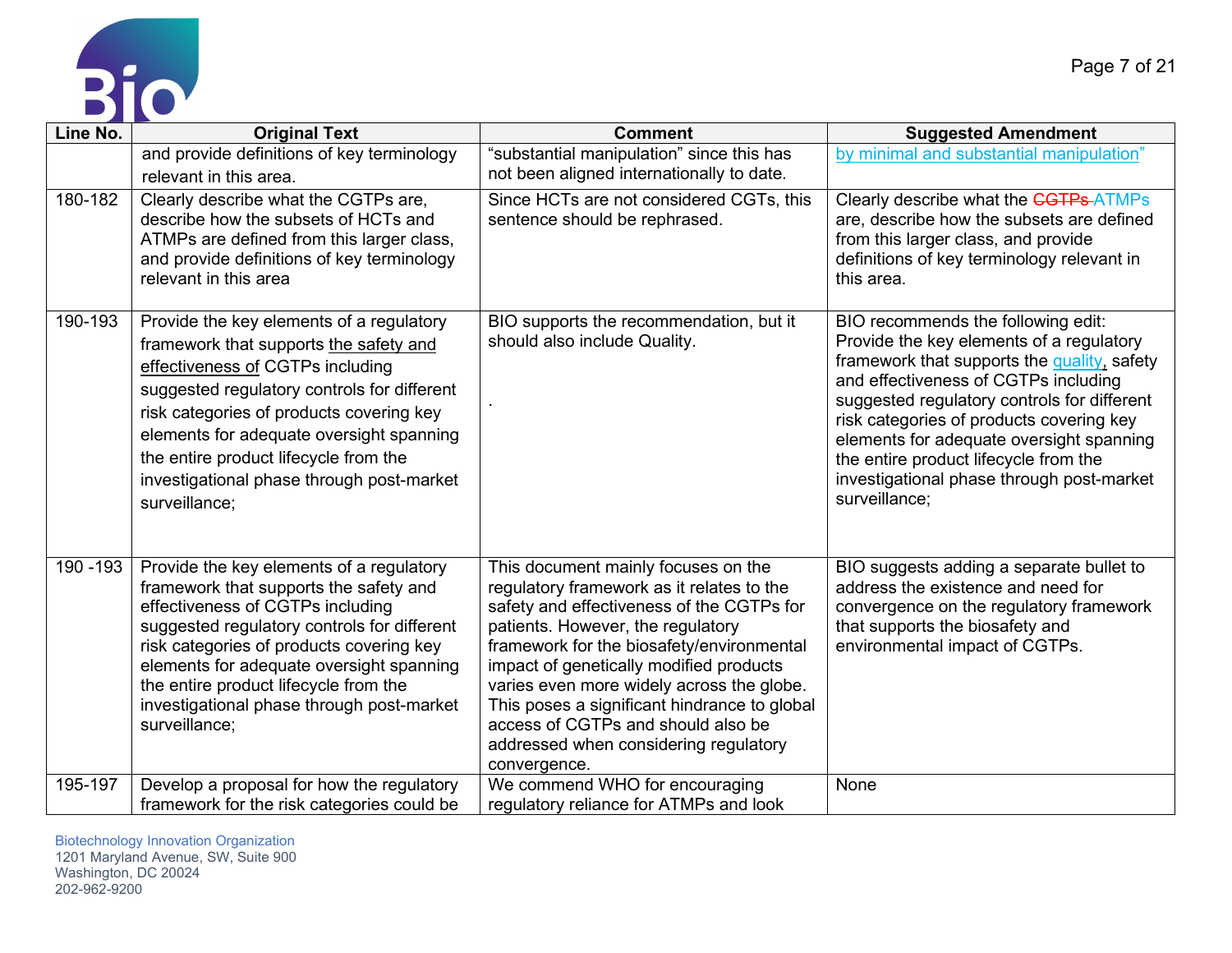| Line No. | Original Text | Comment | Suggested Amendment |
| --- | --- | --- | --- |
| | and provide definitions of key terminology relevant in this area. | "substantial manipulation" since this has not been aligned internationally to date. | by minimal and substantial manipulation" |
| 180-182 | Clearly describe what the CGTPs are, describe how the subsets of HCTs and ATMPs are defined from this larger class, and provide definitions of key terminology relevant in this area | Since HCTs are not considered CGTs, this sentence should be rephrased. | Clearly describe what the ~~CGTPs~~ ATMPs are, describe how the subsets are defined from this larger class, and provide definitions of key terminology relevant in this area. |
| 190-193 | Provide the key elements of a regulatory framework that supports the safety and effectiveness of CGTPs including suggested regulatory controls for different risk categories of products covering key elements for adequate oversight spanning the entire product lifecycle from the investigational phase through post-market surveillance; | BIO supports the recommendation, but it should also include Quality. . | BIO recommends the following edit: Provide the key elements of a regulatory framework that supports the quality, safety and effectiveness of CGTPs including suggested regulatory controls for different risk categories of products covering key elements for adequate oversight spanning the entire product lifecycle from the investigational phase through post-market surveillance; |
| 190 -193 | Provide the key elements of a regulatory framework that supports the safety and effectiveness of CGTPs including suggested regulatory controls for different risk categories of products covering key elements for adequate oversight spanning the entire product lifecycle from the investigational phase through post-market surveillance; | This document mainly focuses on the regulatory framework as it relates to the safety and effectiveness of the CGTPs for patients. However, the regulatory framework for the biosafety/environmental impact of genetically modified products varies even more widely across the globe. This poses a significant hindrance to global access of CGTPs and should also be addressed when considering regulatory convergence. | BIO suggests adding a separate bullet to address the existence and need for convergence on the regulatory framework that supports the biosafety and environmental impact of CGTPs. |
| 195-197 | Develop a proposal for how the regulatory framework for the risk categories could be | We commend WHO for encouraging regulatory reliance for ATMPs and look | None |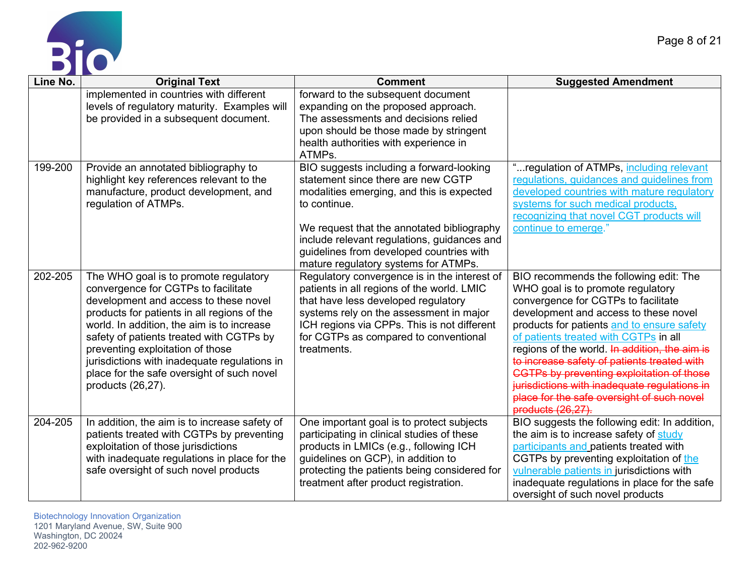| Line No. | Original Text | Comment | Suggested Amendment |
|---|---|---|---|
| | implemented in countries with different levels of regulatory maturity. Examples will be provided in a subsequent document. | forward to the subsequent document expanding on the proposed approach. The assessments and decisions relied upon should be those made by stringent health authorities with experience in ATMPs. | |
| 199-200 | Provide an annotated bibliography to highlight key references relevant to the manufacture, product development, and regulation of ATMPs. | BIO suggests including a forward-looking statement since there are new CGTP modalities emerging, and this is expected to continue.<br><br>We request that the annotated bibliography include relevant regulations, guidances and guidelines from developed countries with mature regulatory systems for ATMPs. | "...regulation of ATMPs, <u>including relevant regulations, guidances and guidelines from developed countries with mature regulatory systems for such medical products, recognizing that novel CGT products will continue to emerge</u>." |
| 202-205 | The WHO goal is to promote regulatory convergence for CGTPs to facilitate development and access to these novel products for patients in all regions of the world. In addition, the aim is to increase safety of patients treated with CGTPs by preventing exploitation of those jurisdictions with inadequate regulations in place for the safe oversight of such novel products (26,27). | Regulatory convergence is in the interest of patients in all regions of the world. LMIC that have less developed regulatory systems rely on the assessment in major ICH regions via CPPs. This is not different for CGTPs as compared to conventional treatments. | BIO recommends the following edit: The WHO goal is to promote regulatory convergence for CGTPs to facilitate development and access to these novel products for patients <u>and to ensure safety of patients treated with CGTPs</u> in all regions of the world. ~~In addition, the aim is to increase safety of patients treated with CGTPs by preventing exploitation of those jurisdictions with inadequate regulations in place for the safe oversight of such novel products (26,27).~~ |
| 204-205 | In addition, the aim is to increase safety of patients treated with CGTPs by preventing exploitation of those jurisdictions with inadequate regulations in place for the safe oversight of such novel products | One important goal is to protect subjects participating in clinical studies of these products in LMICs (e.g., following ICH guidelines on GCP), in addition to protecting the patients being considered for treatment after product registration. | BIO suggests the following edit: In addition, the aim is to increase safety of <u>study participants and</u> patients treated with CGTPs by preventing exploitation of <u>the vulnerable patients in</u> jurisdictions with inadequate regulations in place for the safe oversight of such novel products |

Biotechnology Innovation Organization
1201 Maryland Avenue, SW, Suite 900
Washington, DC 20024
202-962-9200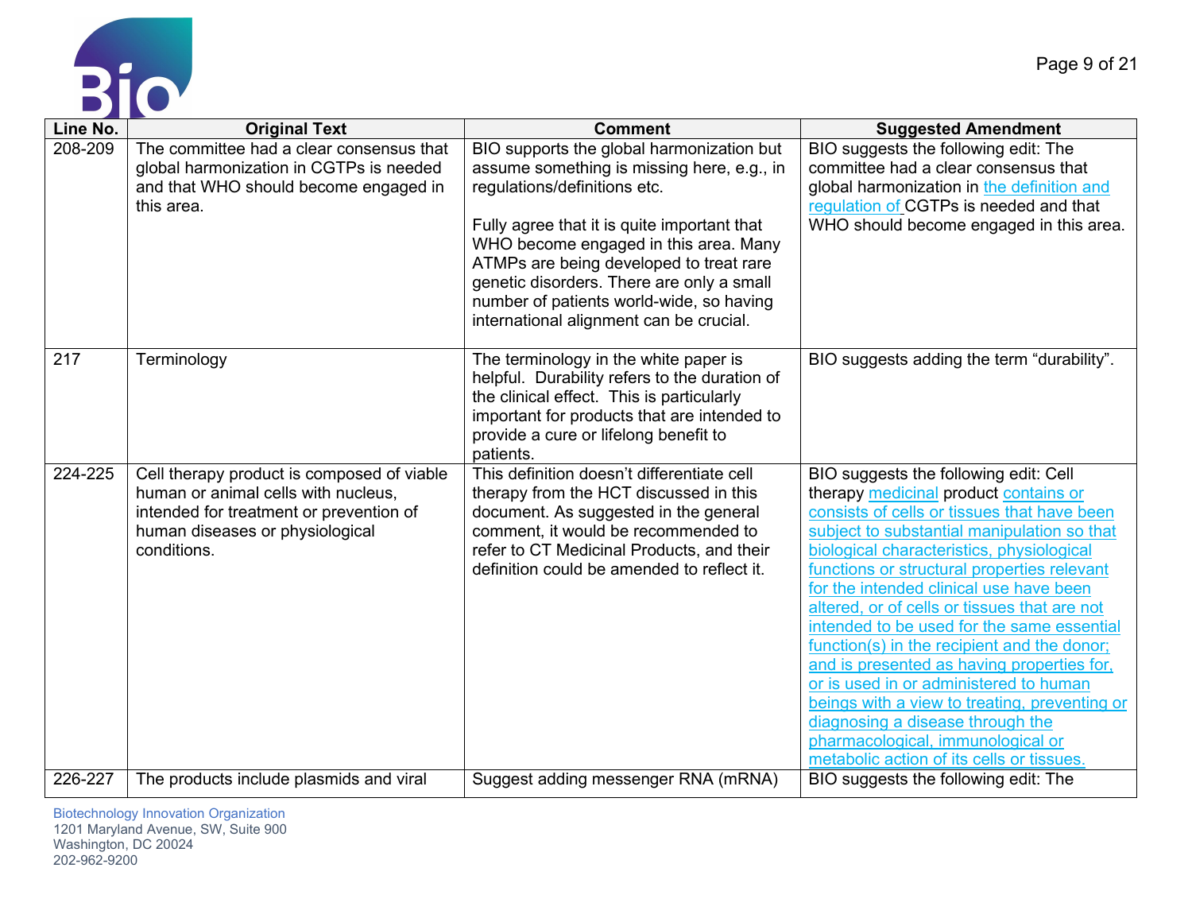| Line No. | Original Text | Comment | Suggested Amendment |
|---|---|---|---|
| 208-209 | The committee had a clear consensus that global harmonization in CGTPs is needed and that WHO should become engaged in this area. | BIO supports the global harmonization but assume something is missing here, e.g., in regulations/definitions etc.<br><br>Fully agree that it is quite important that WHO become engaged in this area. Many ATMPs are being developed to treat rare genetic disorders. There are only a small number of patients world-wide, so having international alignment can be crucial. | BIO suggests the following edit: The committee had a clear consensus that global harmonization in <u>the definition and regulation of</u> CGTPs is needed and that WHO should become engaged in this area. |
| 217 | Terminology | The terminology in the white paper is helpful. Durability refers to the duration of the clinical effect. This is particularly important for products that are intended to provide a cure or lifelong benefit to patients. | BIO suggests adding the term "durability". |
| 224-225 | Cell therapy product is composed of viable human or animal cells with nucleus, intended for treatment or prevention of human diseases or physiological conditions. | This definition doesn't differentiate cell therapy from the HCT discussed in this document. As suggested in the general comment, it would be recommended to refer to CT Medicinal Products, and their definition could be amended to reflect it. | BIO suggests the following edit: Cell therapy <u>medicinal</u> product <u>contains or consists of cells or tissues that have been subject to substantial manipulation so that biological characteristics, physiological functions or structural properties relevant for the intended clinical use have been altered, or of cells or tissues that are not intended to be used for the same essential function(s) in the recipient and the donor; and is presented as having properties for, or is used in or administered to human beings with a view to treating, preventing or diagnosing a disease through the pharmacological, immunological or metabolic action of its cells or tissues.</u> |
| 226-227 | The products include plasmids and viral | Suggest adding messenger RNA (mRNA) | BIO suggests the following edit: The |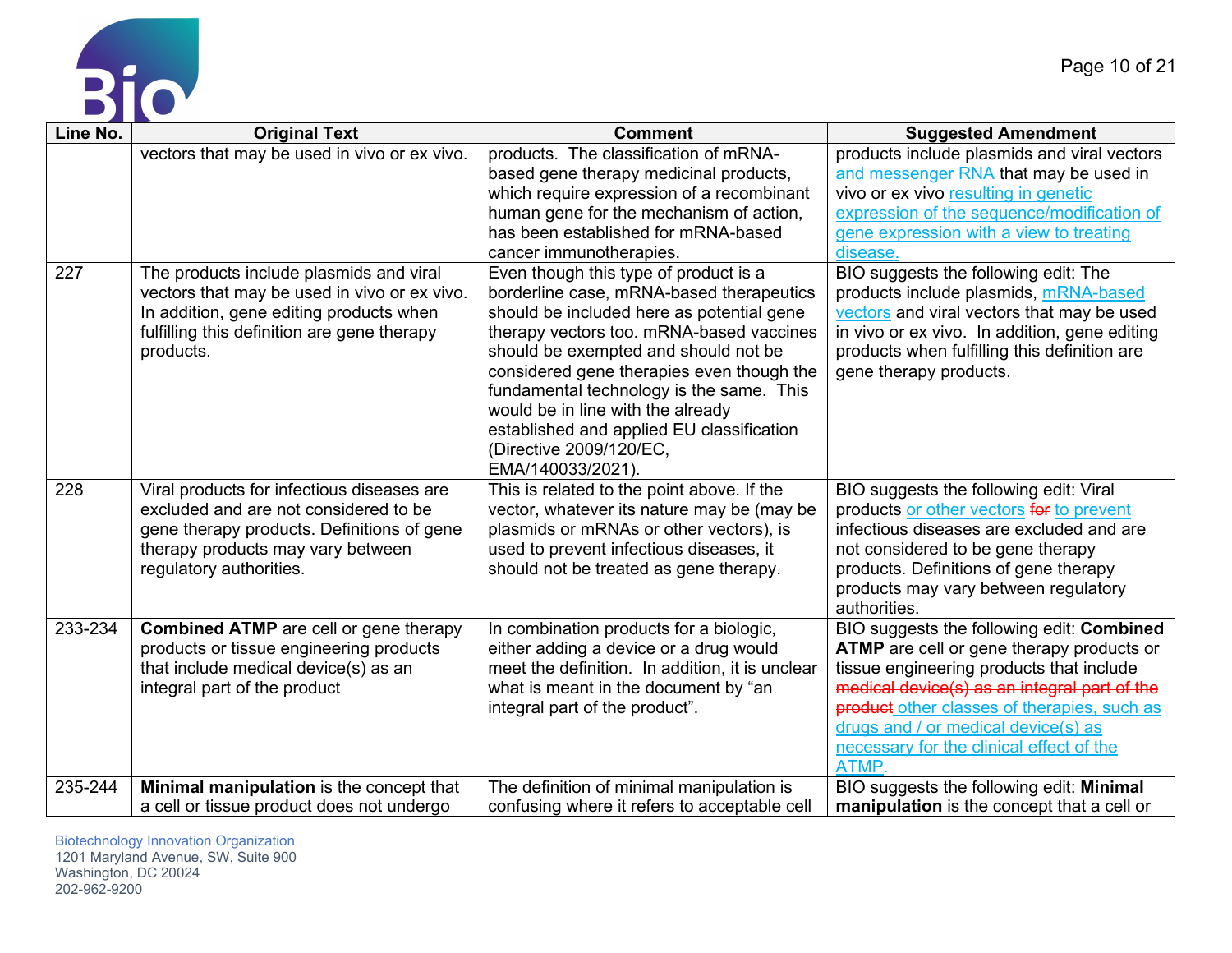| Line No. | Original Text | Comment | Suggested Amendment |
|---|---|---|---|
| | vectors that may be used in vivo or ex vivo. | products. The classification of mRNA-based gene therapy medicinal products, which require expression of a recombinant human gene for the mechanism of action, has been established for mRNA-based cancer immunotherapies. | products include plasmids and viral vectors and messenger RNA that may be used in vivo or ex vivo resulting in genetic expression of the sequence/modification of gene expression with a view to treating disease. |
| 227 | The products include plasmids and viral vectors that may be used in vivo or ex vivo. In addition, gene editing products when fulfilling this definition are gene therapy products. | Even though this type of product is a borderline case, mRNA-based therapeutics should be included here as potential gene therapy vectors too. mRNA-based vaccines should be exempted and should not be considered gene therapies even though the fundamental technology is the same. This would be in line with the already established and applied EU classification (Directive 2009/120/EC, EMA/140033/2021). | BIO suggests the following edit: The products include plasmids, mRNA-based vectors and viral vectors that may be used in vivo or ex vivo. In addition, gene editing products when fulfilling this definition are gene therapy products. |
| 228 | Viral products for infectious diseases are excluded and are not considered to be gene therapy products. Definitions of gene therapy products may vary between regulatory authorities. | This is related to the point above. If the vector, whatever its nature may be (may be plasmids or mRNAs or other vectors), is used to prevent infectious diseases, it should not be treated as gene therapy. | BIO suggests the following edit: Viral products or other vectors ~~for~~ to prevent infectious diseases are excluded and are not considered to be gene therapy products. Definitions of gene therapy products may vary between regulatory authorities. |
| 233-234 | **Combined ATMP** are cell or gene therapy products or tissue engineering products that include medical device(s) as an integral part of the product | In combination products for a biologic, either adding a device or a drug would meet the definition. In addition, it is unclear what is meant in the document by "an integral part of the product". | BIO suggests the following edit: **Combined ATMP** are cell or gene therapy products or tissue engineering products that include ~~medical device(s) as an integral part of the product~~ other classes of therapies, such as drugs and / or medical device(s) as necessary for the clinical effect of the ATMP. |
| 235-244 | **Minimal manipulation** is the concept that a cell or tissue product does not undergo | The definition of minimal manipulation is confusing where it refers to acceptable cell | BIO suggests the following edit: **Minimal manipulation** is the concept that a cell or |

Biotechnology Innovation Organization
1201 Maryland Avenue, SW, Suite 900
Washington, DC 20024
202-962-9200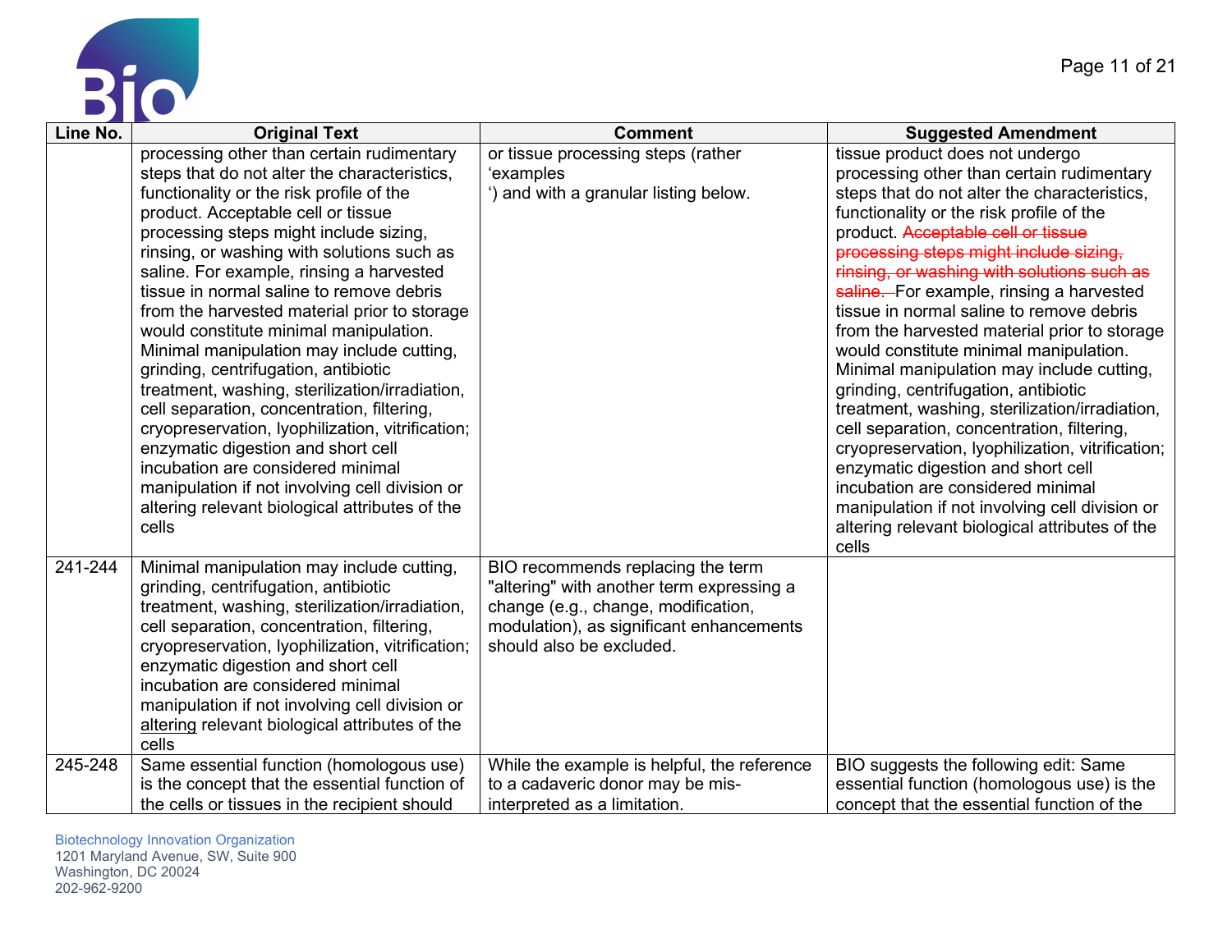| Line No. | Original Text | Comment | Suggested Amendment |
|---|---|---|---|
| | processing other than certain rudimentary steps that do not alter the characteristics, functionality or the risk profile of the product. Acceptable cell or tissue processing steps might include sizing, rinsing, or washing with solutions such as saline. For example, rinsing a harvested tissue in normal saline to remove debris from the harvested material prior to storage would constitute minimal manipulation. Minimal manipulation may include cutting, grinding, centrifugation, antibiotic treatment, washing, sterilization/irradiation, cell separation, concentration, filtering, cryopreservation, lyophilization, vitrification; enzymatic digestion and short cell incubation are considered minimal manipulation if not involving cell division or altering relevant biological attributes of the cells | or tissue processing steps (rather 'examples ') and with a granular listing below. | tissue product does not undergo processing other than certain rudimentary steps that do not alter the characteristics, functionality or the risk profile of the product. ~~Acceptable cell or tissue processing steps might include sizing, rinsing, or washing with solutions such as saline.~~ For example, rinsing a harvested tissue in normal saline to remove debris from the harvested material prior to storage would constitute minimal manipulation. Minimal manipulation may include cutting, grinding, centrifugation, antibiotic treatment, washing, sterilization/irradiation, cell separation, concentration, filtering, cryopreservation, lyophilization, vitrification; enzymatic digestion and short cell incubation are considered minimal manipulation if not involving cell division or altering relevant biological attributes of the cells |
| 241-244 | Minimal manipulation may include cutting, grinding, centrifugation, antibiotic treatment, washing, sterilization/irradiation, cell separation, concentration, filtering, cryopreservation, lyophilization, vitrification; enzymatic digestion and short cell incubation are considered minimal manipulation if not involving cell division or <u>altering</u> relevant biological attributes of the cells | BIO recommends replacing the term "altering" with another term expressing a change (e.g., change, modification, modulation), as significant enhancements should also be excluded. | |
| 245-248 | Same essential function (homologous use) is the concept that the essential function of the cells or tissues in the recipient should | While the example is helpful, the reference to a cadaveric donor may be mis-interpreted as a limitation. | BIO suggests the following edit: Same essential function (homologous use) is the concept that the essential function of the |

Biotechnology Innovation Organization
1201 Maryland Avenue, SW, Suite 900
Washington, DC 20024
202-962-9200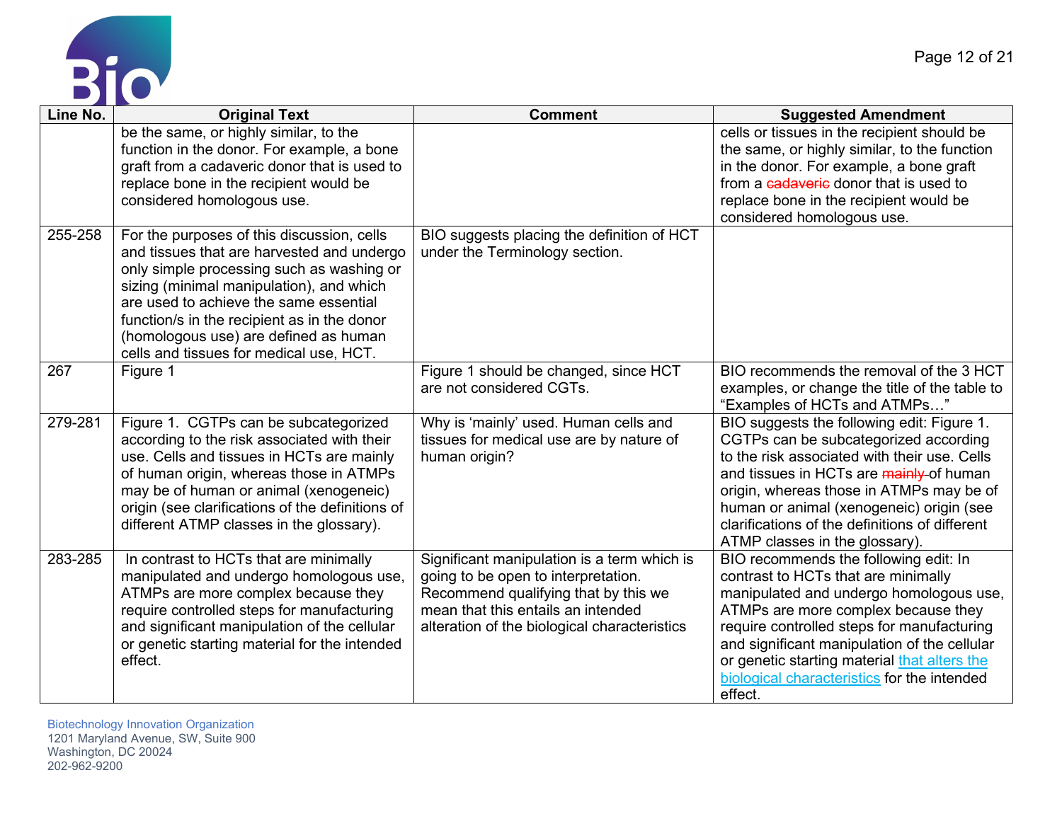| Line No. | Original Text | Comment | Suggested Amendment |
| --- | --- | --- | --- |
| | be the same, or highly similar, to the function in the donor. For example, a bone graft from a cadaveric donor that is used to replace bone in the recipient would be considered homologous use. | | cells or tissues in the recipient should be the same, or highly similar, to the function in the donor. For example, a bone graft from a ~~cadaveric~~ donor that is used to replace bone in the recipient would be considered homologous use. |
| 255-258 | For the purposes of this discussion, cells and tissues that are harvested and undergo only simple processing such as washing or sizing (minimal manipulation), and which are used to achieve the same essential function/s in the recipient as in the donor (homologous use) are defined as human cells and tissues for medical use, HCT. | BIO suggests placing the definition of HCT under the Terminology section. | |
| 267 | Figure 1 | Figure 1 should be changed, since HCT are not considered CGTs. | BIO recommends the removal of the 3 HCT examples, or change the title of the table to "Examples of HCTs and ATMPs…" |
| 279-281 | Figure 1. CGTPs can be subcategorized according to the risk associated with their use. Cells and tissues in HCTs are mainly of human origin, whereas those in ATMPs may be of human or animal (xenogeneic) origin (see clarifications of the definitions of different ATMP classes in the glossary). | Why is 'mainly' used. Human cells and tissues for medical use are by nature of human origin? | BIO suggests the following edit: Figure 1. CGTPs can be subcategorized according to the risk associated with their use. Cells and tissues in HCTs are ~~mainly~~ of human origin, whereas those in ATMPs may be of human or animal (xenogeneic) origin (see clarifications of the definitions of different ATMP classes in the glossary). |
| 283-285 | In contrast to HCTs that are minimally manipulated and undergo homologous use, ATMPs are more complex because they require controlled steps for manufacturing and significant manipulation of the cellular or genetic starting material for the intended effect. | Significant manipulation is a term which is going to be open to interpretation. Recommend qualifying that by this we mean that this entails an intended alteration of the biological characteristics | BIO recommends the following edit: In contrast to HCTs that are minimally manipulated and undergo homologous use, ATMPs are more complex because they require controlled steps for manufacturing and significant manipulation of the cellular or genetic starting material <u>that alters the biological characteristics</u> for the intended effect. |

Biotechnology Innovation Organization
1201 Maryland Avenue, SW, Suite 900
Washington, DC 20024
202-962-9200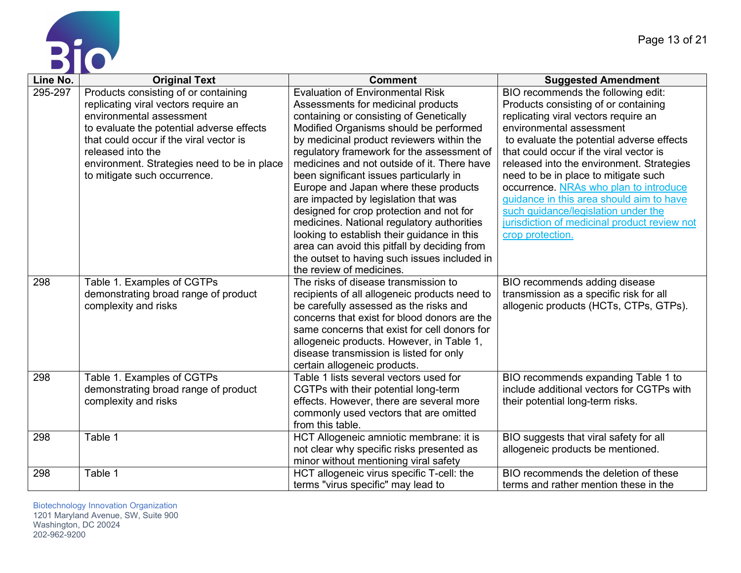| Line No. | Original Text | Comment | Suggested Amendment |
|---|---|---|---|
| 295-297 | Products consisting of or containing replicating viral vectors require an environmental assessment to evaluate the potential adverse effects that could occur if the viral vector is released into the environment. Strategies need to be in place to mitigate such occurrence. | Evaluation of Environmental Risk Assessments for medicinal products containing or consisting of Genetically Modified Organisms should be performed by medicinal product reviewers within the regulatory framework for the assessment of medicines and not outside of it. There have been significant issues particularly in Europe and Japan where these products are impacted by legislation that was designed for crop protection and not for medicines. National regulatory authorities looking to establish their guidance in this area can avoid this pitfall by deciding from the outset to having such issues included in the review of medicines. | BIO recommends the following edit: Products consisting of or containing replicating viral vectors require an environmental assessment to evaluate the potential adverse effects that could occur if the viral vector is released into the environment. Strategies need to be in place to mitigate such occurrence. NRAs who plan to introduce guidance in this area should aim to have such guidance/legislation under the jurisdiction of medicinal product review not crop protection. |
| 298 | Table 1. Examples of CGTPs demonstrating broad range of product complexity and risks | The risks of disease transmission to recipients of all allogeneic products need to be carefully assessed as the risks and concerns that exist for blood donors are the same concerns that exist for cell donors for allogeneic products. However, in Table 1, disease transmission is listed for only certain allogeneic products. | BIO recommends adding disease transmission as a specific risk for all allogenic products (HCTs, CTPs, GTPs). |
| 298 | Table 1. Examples of CGTPs demonstrating broad range of product complexity and risks | Table 1 lists several vectors used for CGTPs with their potential long-term effects. However, there are several more commonly used vectors that are omitted from this table. | BIO recommends expanding Table 1 to include additional vectors for CGTPs with their potential long-term risks. |
| 298 | Table 1 | HCT Allogeneic amniotic membrane: it is not clear why specific risks presented as minor without mentioning viral safety | BIO suggests that viral safety for all allogeneic products be mentioned. |
| 298 | Table 1 | HCT allogeneic virus specific T-cell: the terms "virus specific" may lead to | BIO recommends the deletion of these terms and rather mention these in the |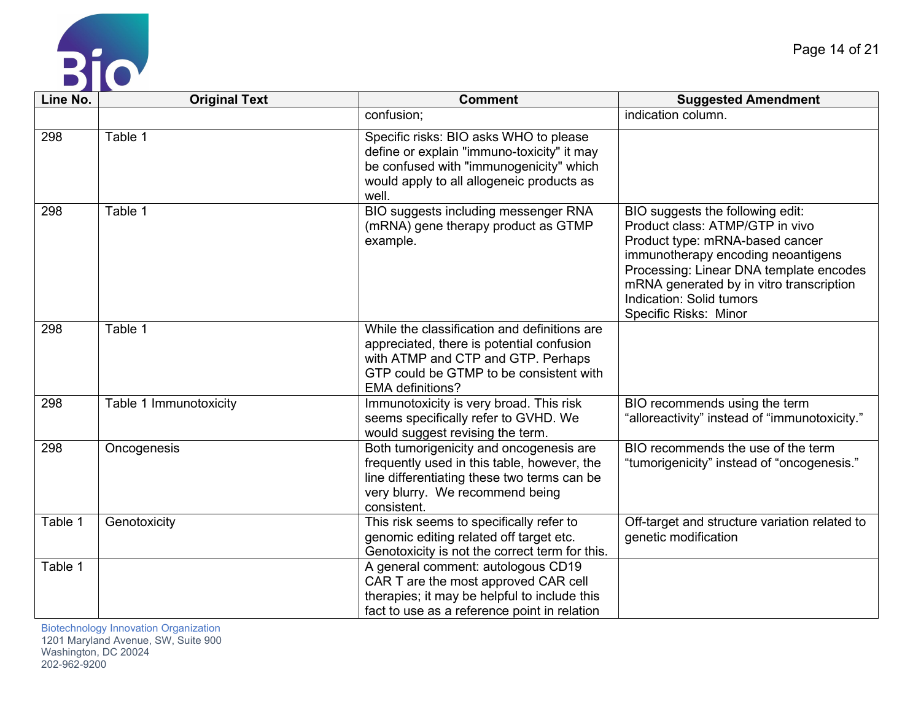| Line No. | Original Text | Comment | Suggested Amendment |
| --- | --- | --- | --- |
| | | confusion; | indication column. |
| 298 | Table 1 | Specific risks: BIO asks WHO to please define or explain "immuno-toxicity" it may be confused with "immunogenicity" which would apply to all allogeneic products as well. | |
| 298 | Table 1 | BIO suggests including messenger RNA (mRNA) gene therapy product as GTMP example. | BIO suggests the following edit:<br>Product class: ATMP/GTP in vivo<br>Product type: mRNA-based cancer immunotherapy encoding neoantigens<br>Processing: Linear DNA template encodes mRNA generated by in vitro transcription<br>Indication: Solid tumors<br>Specific Risks: Minor |
| 298 | Table 1 | While the classification and definitions are appreciated, there is potential confusion with ATMP and CTP and GTP. Perhaps GTP could be GTMP to be consistent with EMA definitions? | |
| 298 | Table 1 Immunotoxicity | Immunotoxicity is very broad. This risk seems specifically refer to GVHD. We would suggest revising the term. | BIO recommends using the term “alloreactivity” instead of “immunotoxicity.” |
| 298 | Oncogenesis | Both tumorigenicity and oncogenesis are frequently used in this table, however, the line differentiating these two terms can be very blurry. We recommend being consistent. | BIO recommends the use of the term “tumorigenicity” instead of “oncogenesis.” |
| Table 1 | Genotoxicity | This risk seems to specifically refer to genomic editing related off target etc. Genotoxicity is not the correct term for this. | Off-target and structure variation related to genetic modification |
| Table 1 | | A general comment: autologous CD19 CAR T are the most approved CAR cell therapies; it may be helpful to include this fact to use as a reference point in relation | |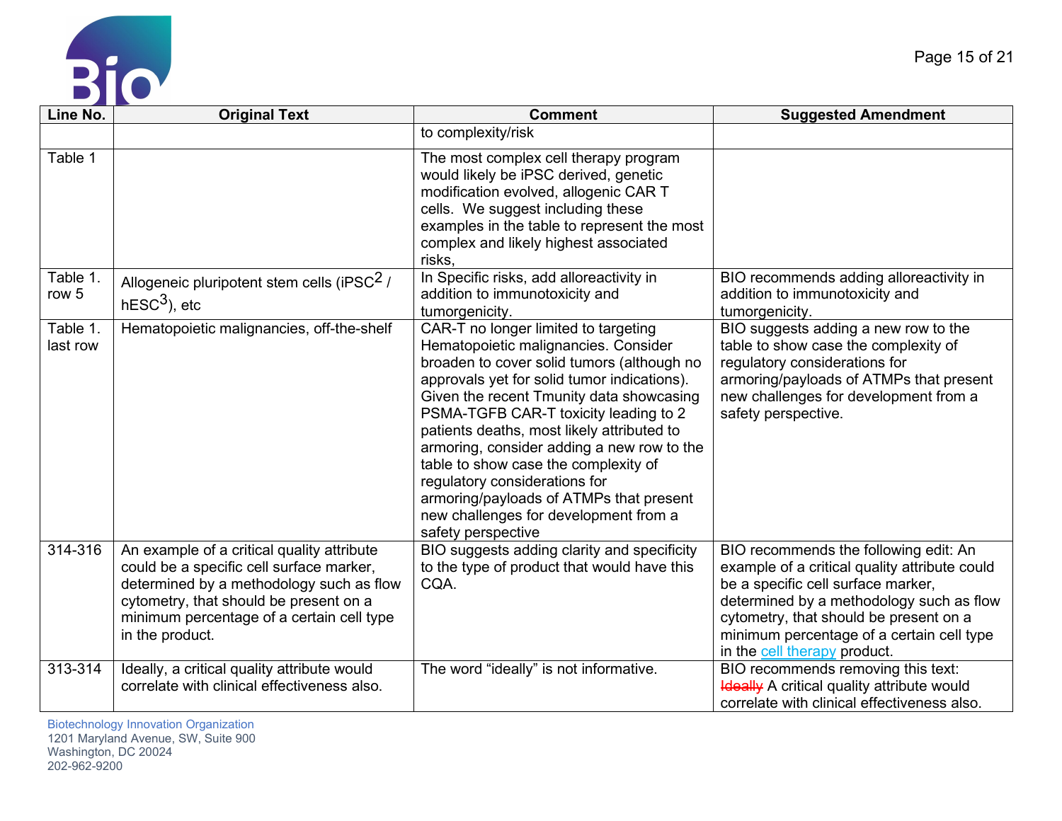| Line No. | Original Text | Comment | Suggested Amendment |
|---|---|---|---|
| | | to complexity/risk | |
| Table 1 | | The most complex cell therapy program would likely be iPSC derived, genetic modification evolved, allogenic CAR T cells. We suggest including these examples in the table to represent the most complex and likely highest associated risks, | |
| Table 1. row 5 | Allogeneic pluripotent stem cells (iPSC[2] / hESC[3]), etc | In Specific risks, add alloreactivity in addition to immunotoxicity and tumorgenicity. | BIO recommends adding alloreactivity in addition to immunotoxicity and tumorgenicity. |
| Table 1. last row | Hematopoietic malignancies, off-the-shelf | CAR-T no longer limited to targeting Hematopoietic malignancies. Consider broaden to cover solid tumors (although no approvals yet for solid tumor indications). Given the recent Tmunity data showcasing PSMA-TGFB CAR-T toxicity leading to 2 patients deaths, most likely attributed to armoring, consider adding a new row to the table to show case the complexity of regulatory considerations for armoring/payloads of ATMPs that present new challenges for development from a safety perspective | BIO suggests adding a new row to the table to show case the complexity of regulatory considerations for armoring/payloads of ATMPs that present new challenges for development from a safety perspective. |
| 314-316 | An example of a critical quality attribute could be a specific cell surface marker, determined by a methodology such as flow cytometry, that should be present on a minimum percentage of a certain cell type in the product. | BIO suggests adding clarity and specificity to the type of product that would have this CQA. | BIO recommends the following edit: An example of a critical quality attribute could be a specific cell surface marker, determined by a methodology such as flow cytometry, that should be present on a minimum percentage of a certain cell type in the cell therapy product. |
| 313-314 | Ideally, a critical quality attribute would correlate with clinical effectiveness also. | The word "ideally" is not informative. | BIO recommends removing this text: ~~Ideally~~ A critical quality attribute would correlate with clinical effectiveness also. |

Biotechnology Innovation Organization
1201 Maryland Avenue, SW, Suite 900
Washington, DC 20024
202-962-9200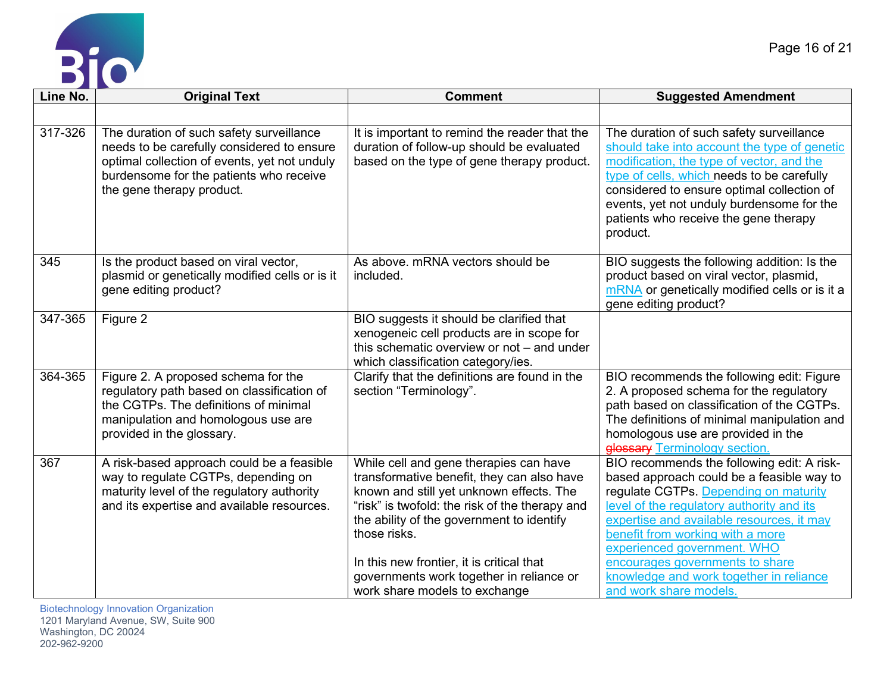| Line No. | Original Text | Comment | Suggested Amendment |
|---|---|---|---|
| | | | |
| 317-326 | The duration of such safety surveillance needs to be carefully considered to ensure optimal collection of events, yet not unduly burdensome for the patients who receive the gene therapy product. | It is important to remind the reader that the duration of follow-up should be evaluated based on the type of gene therapy product. | The duration of such safety surveillance should take into account the type of genetic modification, the type of vector, and the type of cells, which needs to be carefully considered to ensure optimal collection of events, yet not unduly burdensome for the patients who receive the gene therapy product. |
| 345 | Is the product based on viral vector, plasmid or genetically modified cells or is it gene editing product? | As above. mRNA vectors should be included. | BIO suggests the following addition: Is the product based on viral vector, plasmid, mRNA or genetically modified cells or is it a gene editing product? |
| 347-365 | Figure 2 | BIO suggests it should be clarified that xenogeneic cell products are in scope for this schematic overview or not – and under which classification category/ies. | |
| 364-365 | Figure 2. A proposed schema for the regulatory path based on classification of the CGTPs. The definitions of minimal manipulation and homologous use are provided in the glossary. | Clarify that the definitions are found in the section "Terminology". | BIO recommends the following edit: Figure 2. A proposed schema for the regulatory path based on classification of the CGTPs. The definitions of minimal manipulation and homologous use are provided in the ~~glossary~~ Terminology section. |
| 367 | A risk-based approach could be a feasible way to regulate CGTPs, depending on maturity level of the regulatory authority and its expertise and available resources. | While cell and gene therapies can have transformative benefit, they can also have known and still yet unknown effects. The "risk" is twofold: the risk of the therapy and the ability of the government to identify those risks.<br><br>In this new frontier, it is critical that governments work together in reliance or work share models to exchange | BIO recommends the following edit: A risk-based approach could be a feasible way to regulate CGTPs. Depending on maturity level of the regulatory authority and its expertise and available resources, it may benefit from working with a more experienced government. WHO encourages governments to share knowledge and work together in reliance and work share models. |

Biotechnology Innovation Organization
1201 Maryland Avenue, SW, Suite 900
Washington, DC 20024
202-962-9200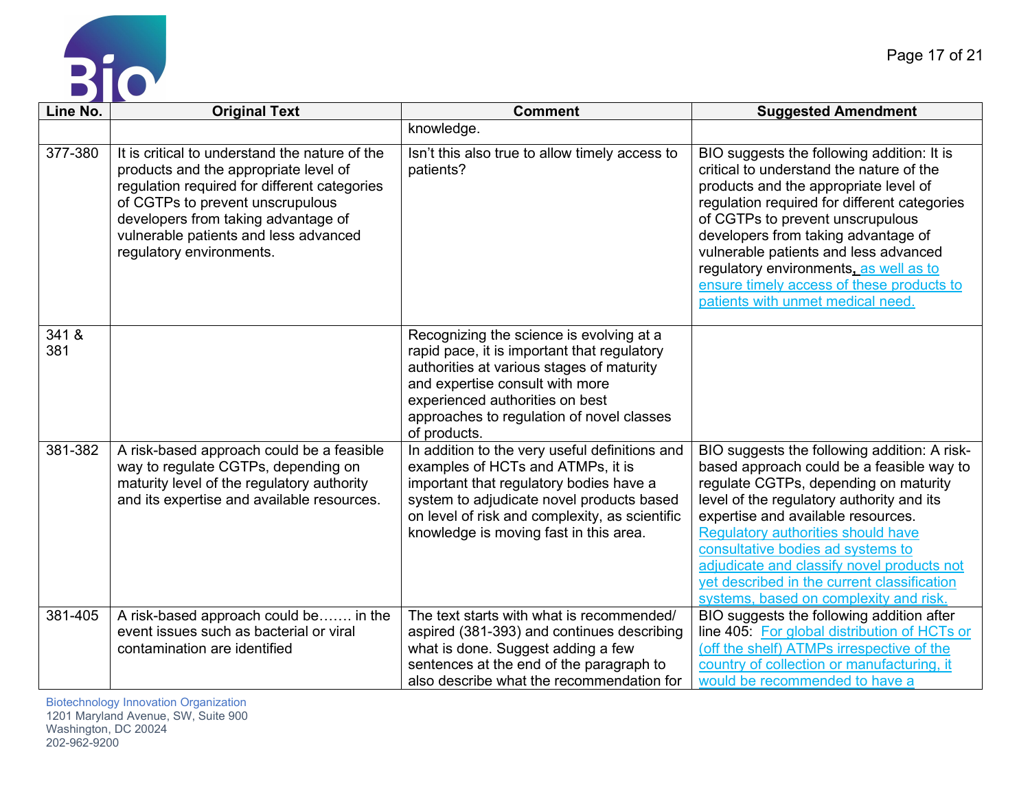| Line No. | Original Text | Comment | Suggested Amendment |
|---|---|---|---|
| | | knowledge. | |
| 377-380 | It is critical to understand the nature of the products and the appropriate level of regulation required for different categories of CGTPs to prevent unscrupulous developers from taking advantage of vulnerable patients and less advanced regulatory environments. | Isn't this also true to allow timely access to patients? | BIO suggests the following addition: It is critical to understand the nature of the products and the appropriate level of regulation required for different categories of CGTPs to prevent unscrupulous developers from taking advantage of vulnerable patients and less advanced regulatory environments, as well as to ensure timely access of these products to patients with unmet medical need. |
| 341 & 381 | | Recognizing the science is evolving at a rapid pace, it is important that regulatory authorities at various stages of maturity and expertise consult with more experienced authorities on best approaches to regulation of novel classes of products. | |
| 381-382 | A risk-based approach could be a feasible way to regulate CGTPs, depending on maturity level of the regulatory authority and its expertise and available resources. | In addition to the very useful definitions and examples of HCTs and ATMPs, it is important that regulatory bodies have a system to adjudicate novel products based on level of risk and complexity, as scientific knowledge is moving fast in this area. | BIO suggests the following addition: A risk-based approach could be a feasible way to regulate CGTPs, depending on maturity level of the regulatory authority and its expertise and available resources. Regulatory authorities should have consultative bodies ad systems to adjudicate and classify novel products not yet described in the current classification systems, based on complexity and risk. |
| 381-405 | A risk-based approach could be……. in the event issues such as bacterial or viral contamination are identified | The text starts with what is recommended/ aspired (381-393) and continues describing what is done. Suggest adding a few sentences at the end of the paragraph to also describe what the recommendation for | BIO suggests the following addition after line 405: For global distribution of HCTs or (off the shelf) ATMPs irrespective of the country of collection or manufacturing, it would be recommended to have a |

Biotechnology Innovation Organization
1201 Maryland Avenue, SW, Suite 900
Washington, DC 20024
202-962-9200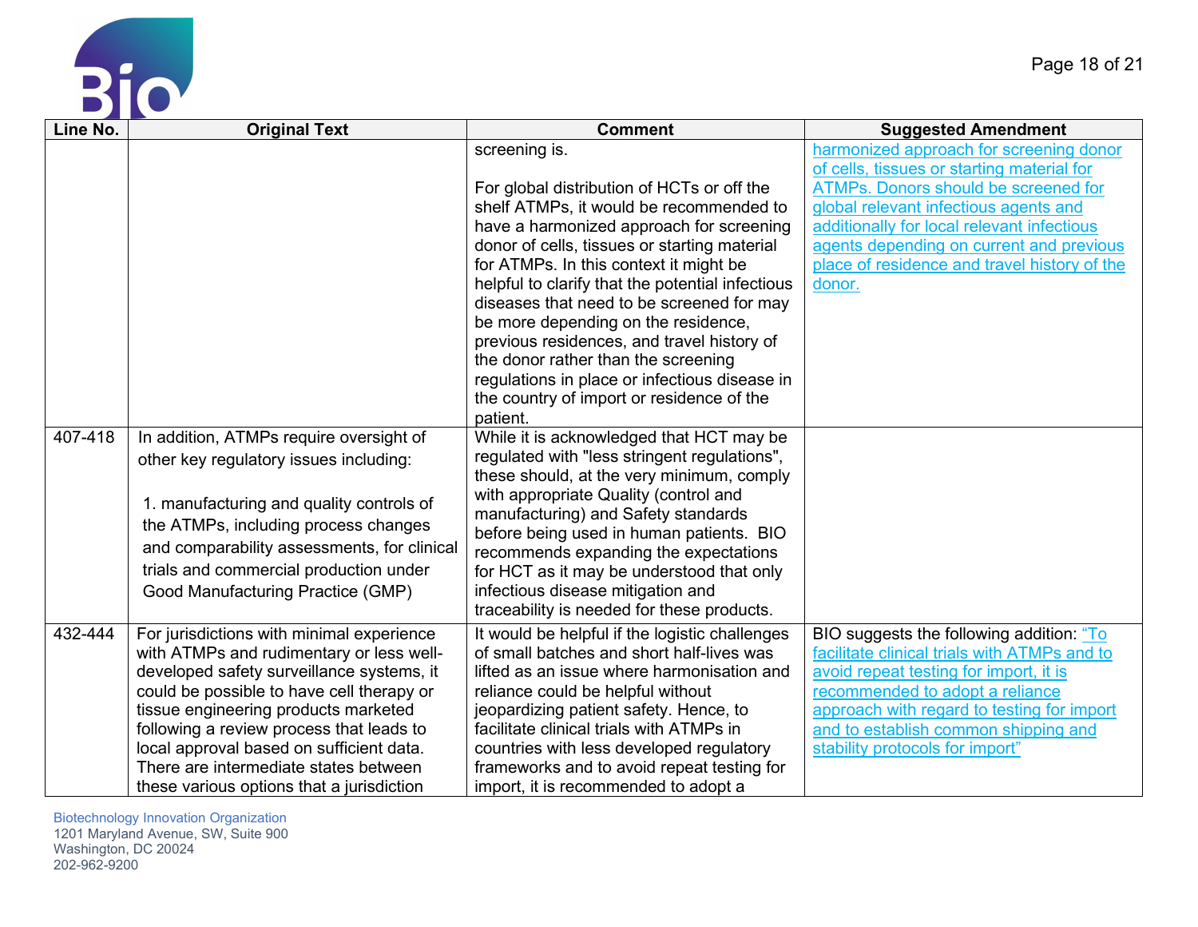| Line No. | Original Text | Comment | Suggested Amendment |
|---|---|---|---|
| | | screening is.<br><br>For global distribution of HCTs or off the shelf ATMPs, it would be recommended to have a harmonized approach for screening donor of cells, tissues or starting material for ATMPs. In this context it might be helpful to clarify that the potential infectious diseases that need to be screened for may be more depending on the residence, previous residences, and travel history of the donor rather than the screening regulations in place or infectious disease in the country of import or residence of the patient. | harmonized approach for screening donor of cells, tissues or starting material for ATMPs. Donors should be screened for global relevant infectious agents and additionally for local relevant infectious agents depending on current and previous place of residence and travel history of the donor. |
| 407-418 | In addition, ATMPs require oversight of other key regulatory issues including:<br><br>1. manufacturing and quality controls of the ATMPs, including process changes and comparability assessments, for clinical trials and commercial production under Good Manufacturing Practice (GMP) | While it is acknowledged that HCT may be regulated with "less stringent regulations", these should, at the very minimum, comply with appropriate Quality (control and manufacturing) and Safety standards before being used in human patients. BIO recommends expanding the expectations for HCT as it may be understood that only infectious disease mitigation and traceability is needed for these products. | |
| 432-444 | For jurisdictions with minimal experience with ATMPs and rudimentary or less well-developed safety surveillance systems, it could be possible to have cell therapy or tissue engineering products marketed following a review process that leads to local approval based on sufficient data. There are intermediate states between these various options that a jurisdiction | It would be helpful if the logistic challenges of small batches and short half-lives was lifted as an issue where harmonisation and reliance could be helpful without jeopardizing patient safety. Hence, to facilitate clinical trials with ATMPs in countries with less developed regulatory frameworks and to avoid repeat testing for import, it is recommended to adopt a | BIO suggests the following addition: "To facilitate clinical trials with ATMPs and to avoid repeat testing for import, it is recommended to adopt a reliance approach with regard to testing for import and to establish common shipping and stability protocols for import" |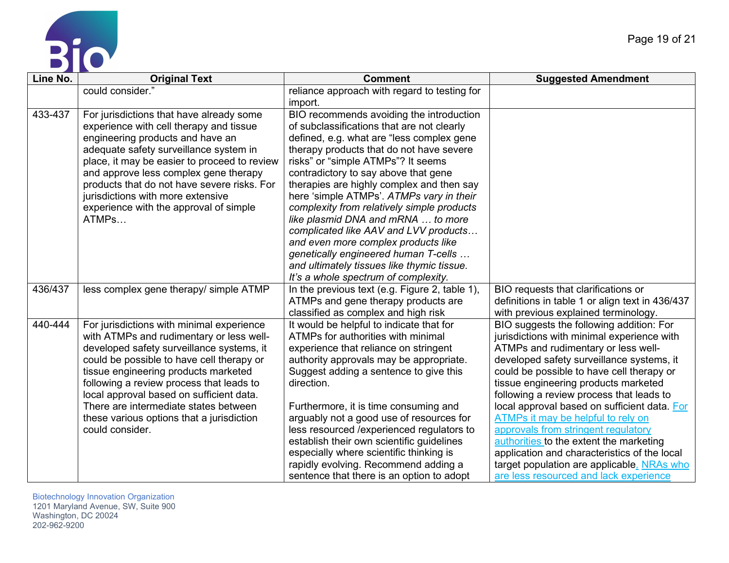| Line No. | Original Text | Comment | Suggested Amendment |
|---|---|---|---|
| | could consider." | reliance approach with regard to testing for import. | |
| 433-437 | For jurisdictions that have already some experience with cell therapy and tissue engineering products and have an adequate safety surveillance system in place, it may be easier to proceed to review and approve less complex gene therapy products that do not have severe risks. For jurisdictions with more extensive experience with the approval of simple ATMPs… | BIO recommends avoiding the introduction of subclassifications that are not clearly defined, e.g. what are "less complex gene therapy products that do not have severe risks" or "simple ATMPs"? It seems contradictory to say above that gene therapies are highly complex and then say here 'simple ATMPs'. *ATMPs vary in their complexity from relatively simple products like plasmid DNA and mRNA … to more complicated like AAV and LVV products… and even more complex products like genetically engineered human T-cells … and ultimately tissues like thymic tissue. It's a whole spectrum of complexity.* | |
| 436/437 | less complex gene therapy/ simple ATMP | In the previous text (e.g. Figure 2, table 1), ATMPs and gene therapy products are classified as complex and high risk | BIO requests that clarifications or definitions in table 1 or align text in 436/437 with previous explained terminology. |
| 440-444 | For jurisdictions with minimal experience with ATMPs and rudimentary or less well-developed safety surveillance systems, it could be possible to have cell therapy or tissue engineering products marketed following a review process that leads to local approval based on sufficient data. There are intermediate states between these various options that a jurisdiction could consider. | It would be helpful to indicate that for ATMPs for authorities with minimal experience that reliance on stringent authority approvals may be appropriate. Suggest adding a sentence to give this direction.<br><br>Furthermore, it is time consuming and arguably not a good use of resources for less resourced /experienced regulators to establish their own scientific guidelines especially where scientific thinking is rapidly evolving. Recommend adding a sentence that there is an option to adopt | BIO suggests the following addition: For jurisdictions with minimal experience with ATMPs and rudimentary or less well-developed safety surveillance systems, it could be possible to have cell therapy or tissue engineering products marketed following a review process that leads to local approval based on sufficient data. <u>For ATMPs it may be helpful to rely on approvals from stringent regulatory authorities</u> to the extent the marketing application and characteristics of the local target population are applicable<u>. NRAs who are less resourced and lack experience</u> |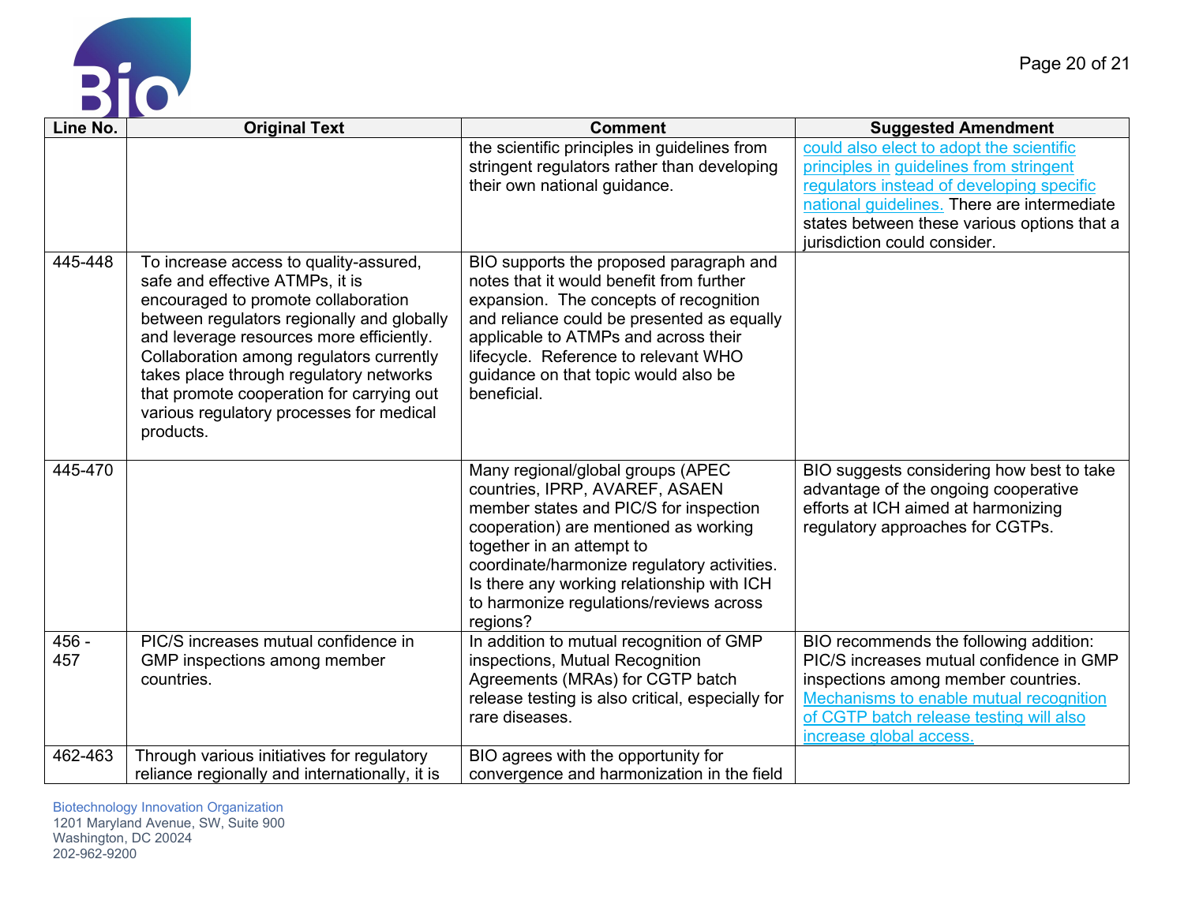| Line No. | Original Text | Comment | Suggested Amendment |
|---|---|---|---|
| | | the scientific principles in guidelines from stringent regulators rather than developing their own national guidance. | could also elect to adopt the scientific principles in guidelines from stringent regulators instead of developing specific national guidelines. There are intermediate states between these various options that a jurisdiction could consider. |
| 445-448 | To increase access to quality-assured, safe and effective ATMPs, it is encouraged to promote collaboration between regulators regionally and globally and leverage resources more efficiently. Collaboration among regulators currently takes place through regulatory networks that promote cooperation for carrying out various regulatory processes for medical products. | BIO supports the proposed paragraph and notes that it would benefit from further expansion. The concepts of recognition and reliance could be presented as equally applicable to ATMPs and across their lifecycle. Reference to relevant WHO guidance on that topic would also be beneficial. | |
| 445-470 | | Many regional/global groups (APEC countries, IPRP, AVAREF, ASAEN member states and PIC/S for inspection cooperation) are mentioned as working together in an attempt to coordinate/harmonize regulatory activities. Is there any working relationship with ICH to harmonize regulations/reviews across regions? | BIO suggests considering how best to take advantage of the ongoing cooperative efforts at ICH aimed at harmonizing regulatory approaches for CGTPs. |
| 456 - 457 | PIC/S increases mutual confidence in GMP inspections among member countries. | In addition to mutual recognition of GMP inspections, Mutual Recognition Agreements (MRAs) for CGTP batch release testing is also critical, especially for rare diseases. | BIO recommends the following addition: PIC/S increases mutual confidence in GMP inspections among member countries. Mechanisms to enable mutual recognition of CGTP batch release testing will also increase global access. |
| 462-463 | Through various initiatives for regulatory reliance regionally and internationally, it is | BIO agrees with the opportunity for convergence and harmonization in the field | |

Biotechnology Innovation Organization
1201 Maryland Avenue, SW, Suite 900
Washington, DC 20024
202-962-9200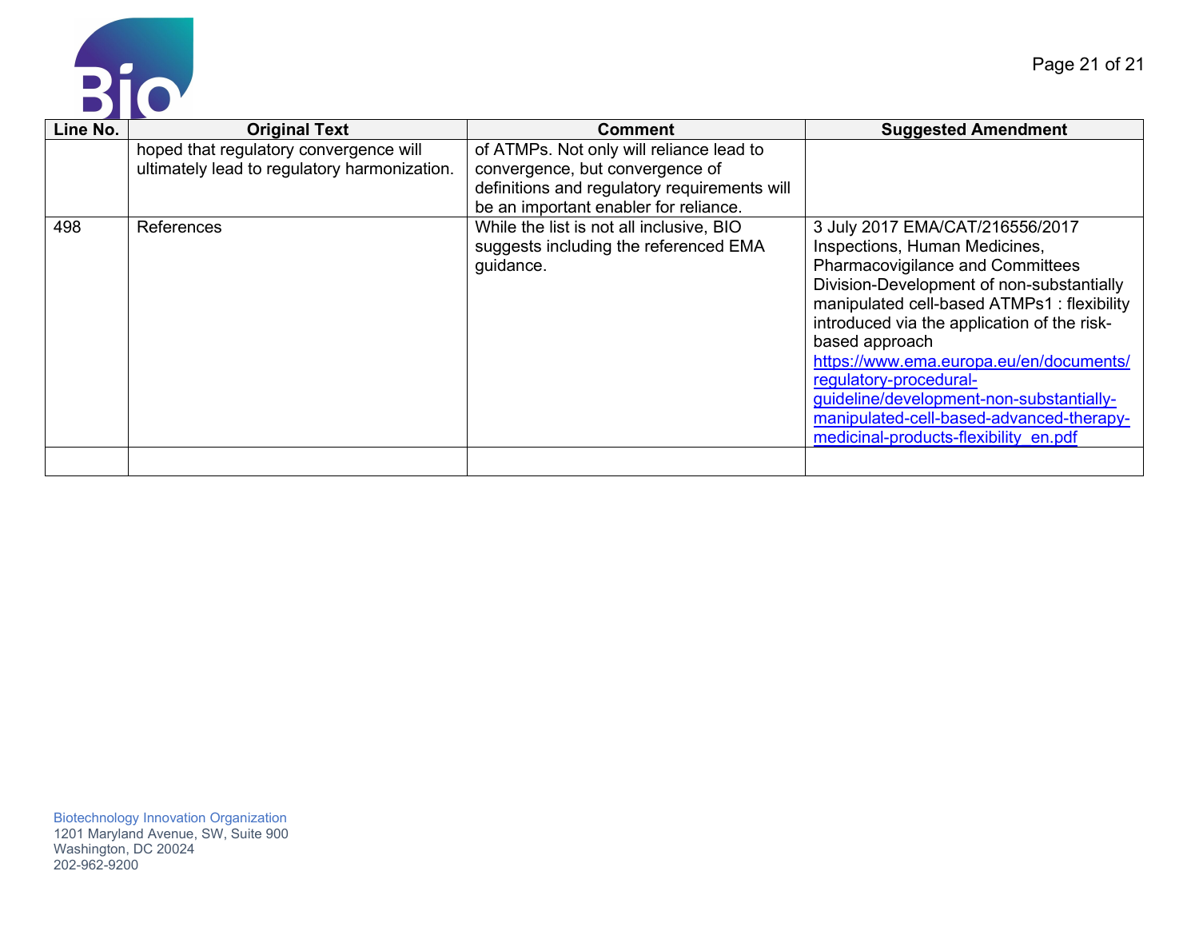| Line No. | Original Text | Comment | Suggested Amendment |
|---|---|---|---|
| | hoped that regulatory convergence will ultimately lead to regulatory harmonization. | of ATMPs. Not only will reliance lead to convergence, but convergence of definitions and regulatory requirements will be an important enabler for reliance. | |
| 498 | References | While the list is not all inclusive, BIO suggests including the referenced EMA guidance. | 3 July 2017 EMA/CAT/216556/2017 Inspections, Human Medicines, Pharmacovigilance and Committees Division-Development of non-substantially manipulated cell-based ATMPs1 : flexibility introduced via the application of the risk-based approach https://www.ema.europa.eu/en/documents/regulatory-procedural-guideline/development-non-substantially-manipulated-cell-based-advanced-therapy-medicinal-products-flexibility_en.pdf |
| | | | |

Biotechnology Innovation Organization
1201 Maryland Avenue, SW, Suite 900
Washington, DC 20024
202-962-9200